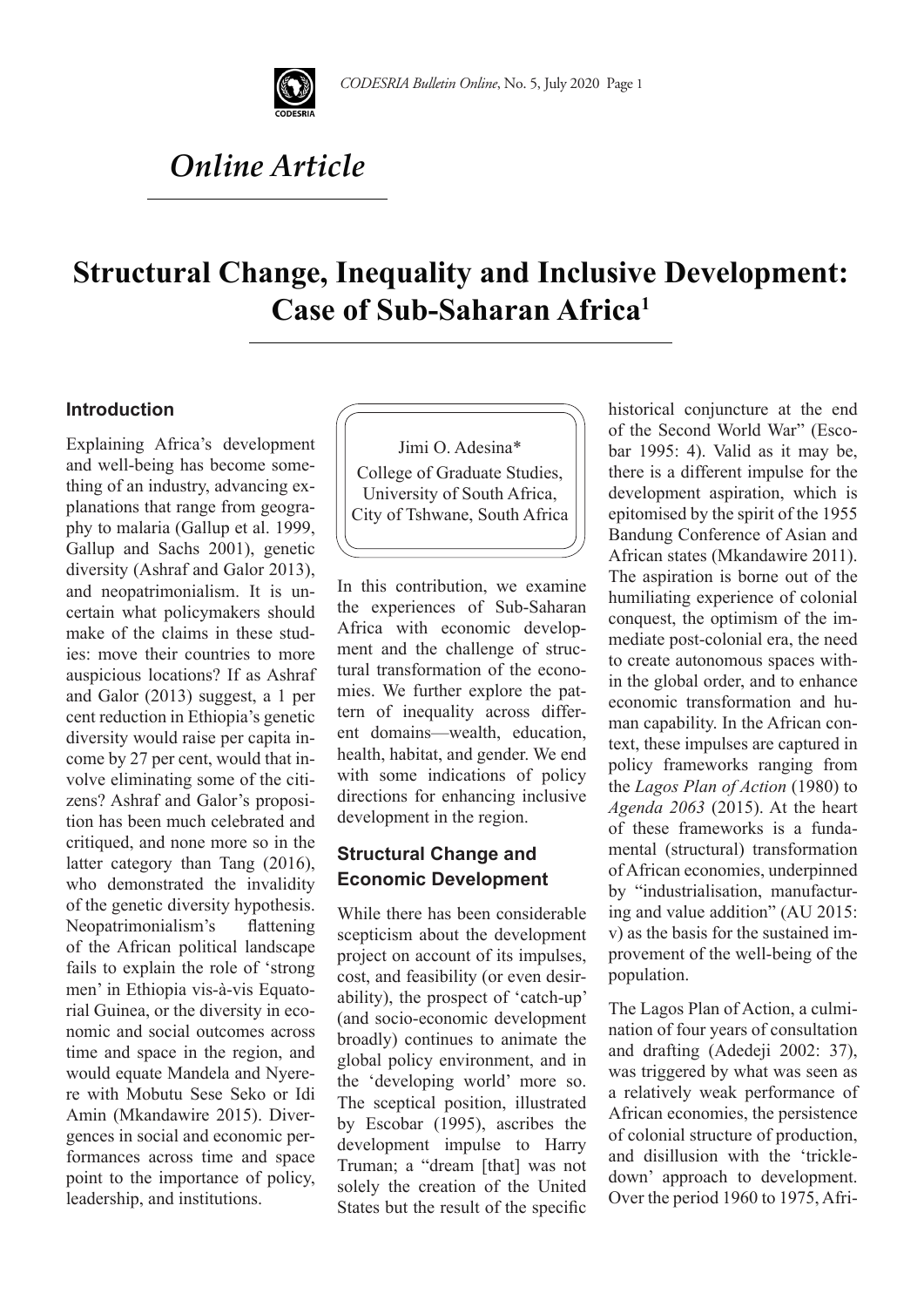*Online Article*

# Structural Change, Inequality and Inclusive Development: Case of Sub-Saharan Africa[1]

Jimi O. Adesina*
College of Graduate Studies, University of South Africa, City of Tshwane, South Africa

## Introduction

Explaining Africa's development and well-being has become something of an industry, advancing explanations that range from geography to malaria (Gallup et al. 1999, Gallup and Sachs 2001), genetic diversity (Ashraf and Galor 2013), and neopatrimonialism. It is uncertain what policymakers should make of the claims in these studies: move their countries to more auspicious locations? If as Ashraf and Galor (2013) suggest, a 1 per cent reduction in Ethiopia's genetic diversity would raise per capita income by 27 per cent, would that involve eliminating some of the citizens? Ashraf and Galor's proposition has been much celebrated and critiqued, and none more so in the latter category than Tang (2016), who demonstrated the invalidity of the genetic diversity hypothesis. Neopatrimonialism's flattening of the African political landscape fails to explain the role of 'strong men' in Ethiopia vis-à-vis Equatorial Guinea, or the diversity in economic and social outcomes across time and space in the region, and would equate Mandela and Nyerere with Mobutu Sese Seko or Idi Amin (Mkandawire 2015). Divergences in social and economic performances across time and space point to the importance of policy, leadership, and institutions.

In this contribution, we examine the experiences of Sub-Saharan Africa with economic development and the challenge of structural transformation of the economies. We further explore the pattern of inequality across different domains—wealth, education, health, habitat, and gender. We end with some indications of policy directions for enhancing inclusive development in the region.

## Structural Change and Economic Development

While there has been considerable scepticism about the development project on account of its impulses, cost, and feasibility (or even desirability), the prospect of 'catch-up' (and socio-economic development broadly) continues to animate the global policy environment, and in the 'developing world' more so. The sceptical position, illustrated by Escobar (1995), ascribes the development impulse to Harry Truman; a "dream [that] was not solely the creation of the United States but the result of the specific historical conjuncture at the end of the Second World War" (Escobar 1995: 4). Valid as it may be, there is a different impulse for the development aspiration, which is epitomised by the spirit of the 1955 Bandung Conference of Asian and African states (Mkandawire 2011). The aspiration is borne out of the humiliating experience of colonial conquest, the optimism of the immediate post-colonial era, the need to create autonomous spaces within the global order, and to enhance economic transformation and human capability. In the African context, these impulses are captured in policy frameworks ranging from the *Lagos Plan of Action* (1980) to *Agenda 2063* (2015). At the heart of these frameworks is a fundamental (structural) transformation of African economies, underpinned by "industrialisation, manufacturing and value addition" (AU 2015: v) as the basis for the sustained improvement of the well-being of the population.

The Lagos Plan of Action, a culmination of four years of consultation and drafting (Adedeji 2002: 37), was triggered by what was seen as a relatively weak performance of African economies, the persistence of colonial structure of production, and disillusion with the 'trickle-down' approach to development. Over the period 1960 to 1975, Afri-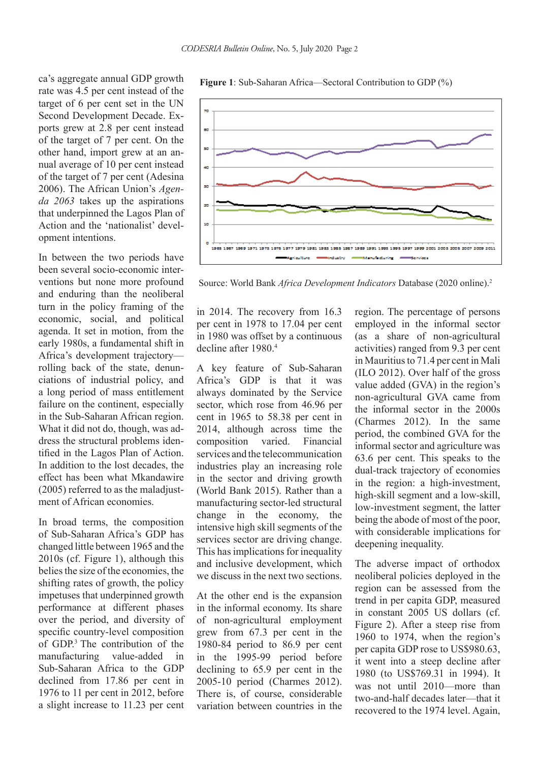ca's aggregate annual GDP growth rate was 4.5 per cent instead of the target of 6 per cent set in the UN Second Development Decade. Exports grew at 2.8 per cent instead of the target of 7 per cent. On the other hand, import grew at an annual average of 10 per cent instead of the target of 7 per cent (Adesina 2006). The African Union's *Agenda 2063* takes up the aspirations that underpinned the Lagos Plan of Action and the 'nationalist' development intentions.

In between the two periods have been several socio-economic interventions but none more profound and enduring than the neoliberal turn in the policy framing of the economic, social, and political agenda. It set in motion, from the early 1980s, a fundamental shift in Africa's development trajectory—rolling back of the state, denunciations of industrial policy, and a long period of mass entitlement failure on the continent, especially in the Sub-Saharan African region. What it did not do, though, was address the structural problems identified in the Lagos Plan of Action. In addition to the lost decades, the effect has been what Mkandawire (2005) referred to as the maladjustment of African economies.

In broad terms, the composition of Sub-Saharan Africa's GDP has changed little between 1965 and the 2010s (cf. Figure 1), although this belies the size of the economies, the shifting rates of growth, the policy impetuses that underpinned growth performance at different phases over the period, and diversity of specific country-level composition of GDP.[3] The contribution of the manufacturing value-added in Sub-Saharan Africa to the GDP declined from 17.86 per cent in 1976 to 11 per cent in 2012, before a slight increase to 11.23 per cent in 2014. The recovery from 16.3 per cent in 1978 to 17.04 per cent in 1980 was offset by a continuous decline after 1980.[4]

**Figure 1**: Sub-Saharan Africa—Sectoral Contribution to GDP (%)

Source: World Bank *Africa Development Indicators* Database (2020 online).[2]

A key feature of Sub-Saharan Africa's GDP is that it was always dominated by the Service sector, which rose from 46.96 per cent in 1965 to 58.38 per cent in 2014, although across time the composition varied. Financial services and the telecommunication industries play an increasing role in the sector and driving growth (World Bank 2015). Rather than a manufacturing sector-led structural change in the economy, the intensive high skill segments of the services sector are driving change. This has implications for inequality and inclusive development, which we discuss in the next two sections.

At the other end is the expansion in the informal economy. Its share of non-agricultural employment grew from 67.3 per cent in the 1980-84 period to 86.9 per cent in the 1995-99 period before declining to 65.9 per cent in the 2005-10 period (Charmes 2012). There is, of course, considerable variation between countries in the region. The percentage of persons employed in the informal sector (as a share of non-agricultural activities) ranged from 9.3 per cent in Mauritius to 71.4 per cent in Mali (ILO 2012). Over half of the gross value added (GVA) in the region's non-agricultural GVA came from the informal sector in the 2000s (Charmes 2012). In the same period, the combined GVA for the informal sector and agriculture was 63.6 per cent. This speaks to the dual-track trajectory of economies in the region: a high-investment, high-skill segment and a low-skill, low-investment segment, the latter being the abode of most of the poor, with considerable implications for deepening inequality.

The adverse impact of orthodox neoliberal policies deployed in the region can be assessed from the trend in per capita GDP, measured in constant 2005 US dollars (cf. Figure 2). After a steep rise from 1960 to 1974, when the region's per capita GDP rose to US$980.63, it went into a steep decline after 1980 (to US$769.31 in 1994). It was not until 2010—more than two-and-half decades later—that it recovered to the 1974 level. Again,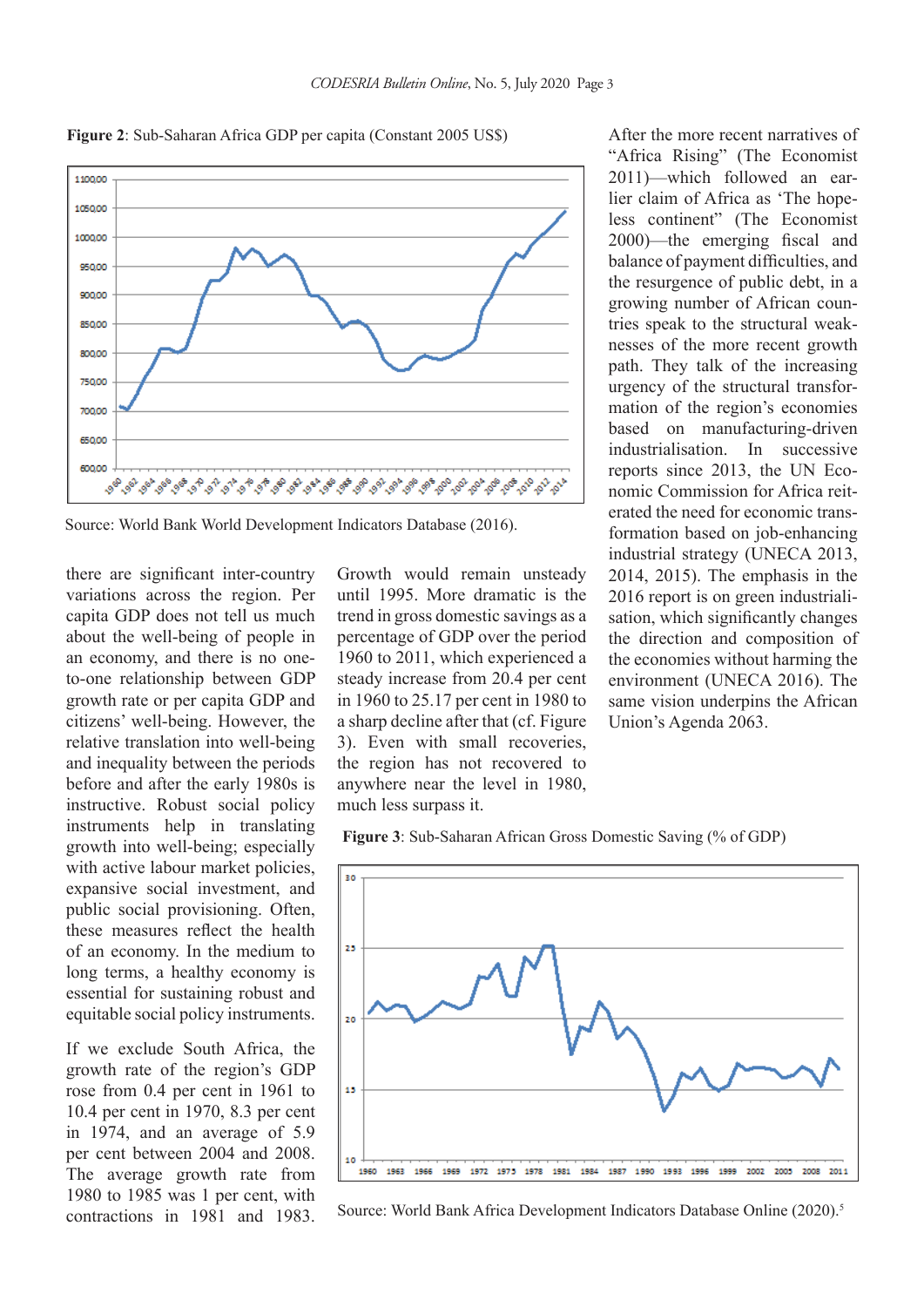**Figure 2**: Sub-Saharan Africa GDP per capita (Constant 2005 US$)

Source: World Bank World Development Indicators Database (2016).

there are significant inter-country variations across the region. Per capita GDP does not tell us much about the well-being of people in an economy, and there is no one-to-one relationship between GDP growth rate or per capita GDP and citizens' well-being. However, the relative translation into well-being and inequality between the periods before and after the early 1980s is instructive. Robust social policy instruments help in translating growth into well-being; especially with active labour market policies, expansive social investment, and public social provisioning. Often, these measures reflect the health of an economy. In the medium to long terms, a healthy economy is essential for sustaining robust and equitable social policy instruments.

If we exclude South Africa, the growth rate of the region's GDP rose from 0.4 per cent in 1961 to 10.4 per cent in 1970, 8.3 per cent in 1974, and an average of 5.9 per cent between 2004 and 2008. The average growth rate from 1980 to 1985 was 1 per cent, with contractions in 1981 and 1983. Growth would remain unsteady until 1995. More dramatic is the trend in gross domestic savings as a percentage of GDP over the period 1960 to 2011, which experienced a steady increase from 20.4 per cent in 1960 to 25.17 per cent in 1980 to a sharp decline after that (cf. Figure 3). Even with small recoveries, the region has not recovered to anywhere near the level in 1980, much less surpass it.

**Figure 3**: Sub-Saharan African Gross Domestic Saving (% of GDP)

Source: World Bank Africa Development Indicators Database Online (2020).[5]

After the more recent narratives of "Africa Rising" (The Economist 2011)—which followed an earlier claim of Africa as 'The hopeless continent" (The Economist 2000)—the emerging fiscal and balance of payment difficulties, and the resurgence of public debt, in a growing number of African countries speak to the structural weaknesses of the more recent growth path. They talk of the increasing urgency of the structural transformation of the region's economies based on manufacturing-driven industrialisation. In successive reports since 2013, the UN Economic Commission for Africa reiterated the need for economic transformation based on job-enhancing industrial strategy (UNECA 2013, 2014, 2015). The emphasis in the 2016 report is on green industrialisation, which significantly changes the direction and composition of the economies without harming the environment (UNECA 2016). The same vision underpins the African Union's Agenda 2063.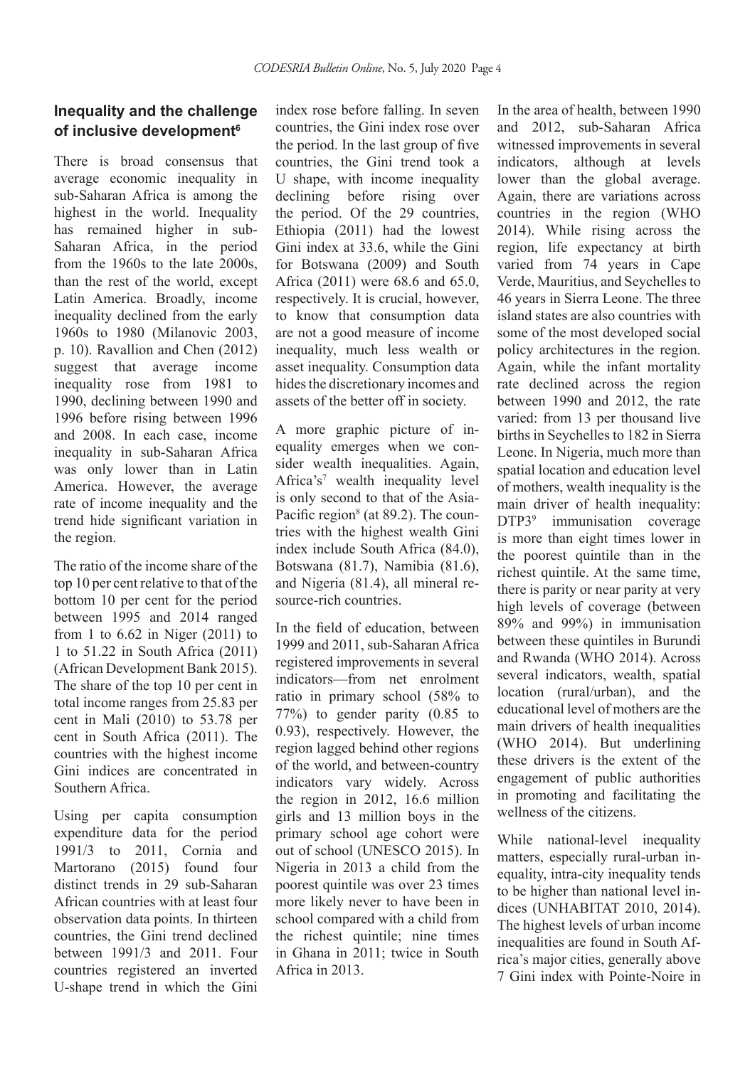## Inequality and the challenge of inclusive development[6]

There is broad consensus that average economic inequality in sub-Saharan Africa is among the highest in the world. Inequality has remained higher in sub-Saharan Africa, in the period from the 1960s to the late 2000s, than the rest of the world, except Latin America. Broadly, income inequality declined from the early 1960s to 1980 (Milanovic 2003, p. 10). Ravallion and Chen (2012) suggest that average income inequality rose from 1981 to 1990, declining between 1990 and 1996 before rising between 1996 and 2008. In each case, income inequality in sub-Saharan Africa was only lower than in Latin America. However, the average rate of income inequality and the trend hide significant variation in the region.

The ratio of the income share of the top 10 per cent relative to that of the bottom 10 per cent for the period between 1995 and 2014 ranged from 1 to 6.62 in Niger (2011) to 1 to 51.22 in South Africa (2011) (African Development Bank 2015). The share of the top 10 per cent in total income ranges from 25.83 per cent in Mali (2010) to 53.78 per cent in South Africa (2011). The countries with the highest income Gini indices are concentrated in Southern Africa.

Using per capita consumption expenditure data for the period 1991/3 to 2011, Cornia and Martorano (2015) found four distinct trends in 29 sub-Saharan African countries with at least four observation data points. In thirteen countries, the Gini trend declined between 1991/3 and 2011. Four countries registered an inverted U-shape trend in which the Gini index rose before falling. In seven countries, the Gini index rose over the period. In the last group of five countries, the Gini trend took a U shape, with income inequality declining before rising over the period. Of the 29 countries, Ethiopia (2011) had the lowest Gini index at 33.6, while the Gini for Botswana (2009) and South Africa (2011) were 68.6 and 65.0, respectively. It is crucial, however, to know that consumption data are not a good measure of income inequality, much less wealth or asset inequality. Consumption data hides the discretionary incomes and assets of the better off in society.

A more graphic picture of inequality emerges when we consider wealth inequalities. Again, Africa's[7] wealth inequality level is only second to that of the Asia-Pacific region[8] (at 89.2). The countries with the highest wealth Gini index include South Africa (84.0), Botswana (81.7), Namibia (81.6), and Nigeria (81.4), all mineral resource-rich countries.

In the field of education, between 1999 and 2011, sub-Saharan Africa registered improvements in several indicators—from net enrolment ratio in primary school (58% to 77%) to gender parity (0.85 to 0.93), respectively. However, the region lagged behind other regions of the world, and between-country indicators vary widely. Across the region in 2012, 16.6 million girls and 13 million boys in the primary school age cohort were out of school (UNESCO 2015). In Nigeria in 2013 a child from the poorest quintile was over 23 times more likely never to have been in school compared with a child from the richest quintile; nine times in Ghana in 2011; twice in South Africa in 2013.

In the area of health, between 1990 and 2012, sub-Saharan Africa witnessed improvements in several indicators, although at levels lower than the global average. Again, there are variations across countries in the region (WHO 2014). While rising across the region, life expectancy at birth varied from 74 years in Cape Verde, Mauritius, and Seychelles to 46 years in Sierra Leone. The three island states are also countries with some of the most developed social policy architectures in the region. Again, while the infant mortality rate declined across the region between 1990 and 2012, the rate varied: from 13 per thousand live births in Seychelles to 182 in Sierra Leone. In Nigeria, much more than spatial location and education level of mothers, wealth inequality is the main driver of health inequality: DTP3[9] immunisation coverage is more than eight times lower in the poorest quintile than in the richest quintile. At the same time, there is parity or near parity at very high levels of coverage (between 89% and 99%) in immunisation between these quintiles in Burundi and Rwanda (WHO 2014). Across several indicators, wealth, spatial location (rural/urban), and the educational level of mothers are the main drivers of health inequalities (WHO 2014). But underlining these drivers is the extent of the engagement of public authorities in promoting and facilitating the wellness of the citizens.

While national-level inequality matters, especially rural-urban inequality, intra-city inequality tends to be higher than national level indices (UNHABITAT 2010, 2014). The highest levels of urban income inequalities are found in South Africa's major cities, generally above 7 Gini index with Pointe-Noire in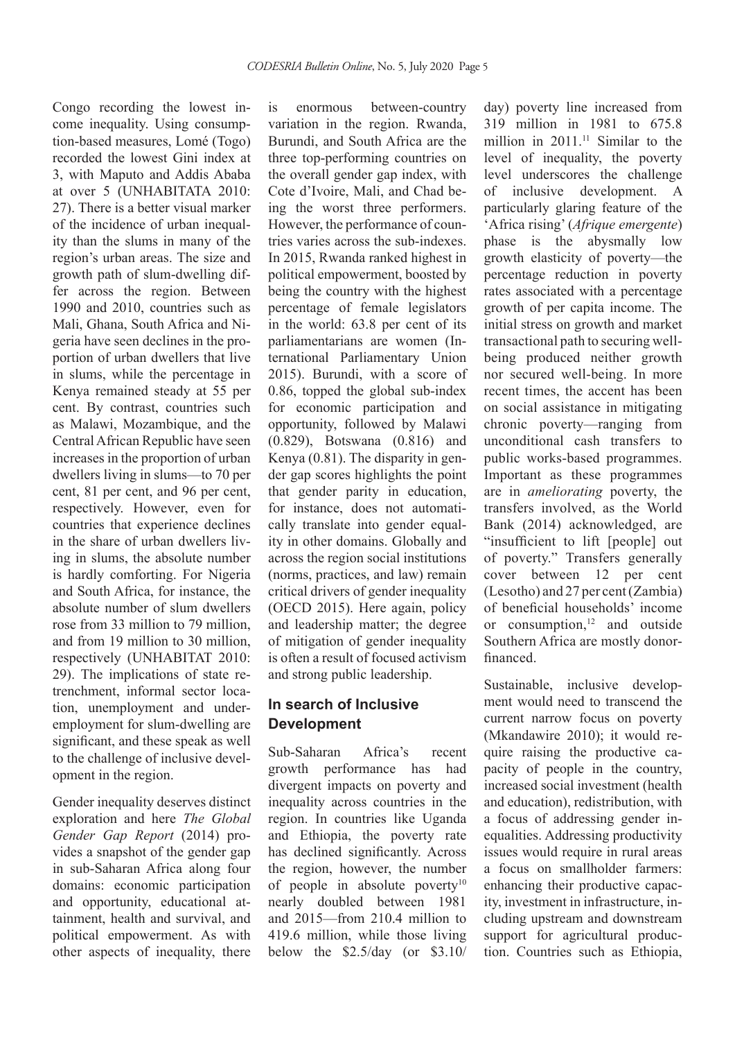Congo recording the lowest income inequality. Using consumption-based measures, Lomé (Togo) recorded the lowest Gini index at 3, with Maputo and Addis Ababa at over 5 (UNHABITATA 2010: 27). There is a better visual marker of the incidence of urban inequality than the slums in many of the region's urban areas. The size and growth path of slum-dwelling differ across the region. Between 1990 and 2010, countries such as Mali, Ghana, South Africa and Nigeria have seen declines in the proportion of urban dwellers that live in slums, while the percentage in Kenya remained steady at 55 per cent. By contrast, countries such as Malawi, Mozambique, and the Central African Republic have seen increases in the proportion of urban dwellers living in slums—to 70 per cent, 81 per cent, and 96 per cent, respectively. However, even for countries that experience declines in the share of urban dwellers living in slums, the absolute number is hardly comforting. For Nigeria and South Africa, for instance, the absolute number of slum dwellers rose from 33 million to 79 million, and from 19 million to 30 million, respectively (UNHABITAT 2010: 29). The implications of state retrenchment, informal sector location, unemployment and underemployment for slum-dwelling are significant, and these speak as well to the challenge of inclusive development in the region.

Gender inequality deserves distinct exploration and here *The Global Gender Gap Report* (2014) provides a snapshot of the gender gap in sub-Saharan Africa along four domains: economic participation and opportunity, educational attainment, health and survival, and political empowerment. As with other aspects of inequality, there is enormous between-country variation in the region. Rwanda, Burundi, and South Africa are the three top-performing countries on the overall gender gap index, with Cote d'Ivoire, Mali, and Chad being the worst three performers. However, the performance of countries varies across the sub-indexes. In 2015, Rwanda ranked highest in political empowerment, boosted by being the country with the highest percentage of female legislators in the world: 63.8 per cent of its parliamentarians are women (International Parliamentary Union 2015). Burundi, with a score of 0.86, topped the global sub-index for economic participation and opportunity, followed by Malawi (0.829), Botswana (0.816) and Kenya (0.81). The disparity in gender gap scores highlights the point that gender parity in education, for instance, does not automatically translate into gender equality in other domains. Globally and across the region social institutions (norms, practices, and law) remain critical drivers of gender inequality (OECD 2015). Here again, policy and leadership matter; the degree of mitigation of gender inequality is often a result of focused activism and strong public leadership.

## In search of Inclusive Development

Sub-Saharan Africa's recent growth performance has had divergent impacts on poverty and inequality across countries in the region. In countries like Uganda and Ethiopia, the poverty rate has declined significantly. Across the region, however, the number of people in absolute poverty[10] nearly doubled between 1981 and 2015—from 210.4 million to 419.6 million, while those living below the \$2.5/day (or \$3.10/day) poverty line increased from 319 million in 1981 to 675.8 million in 2011.[11] Similar to the level of inequality, the poverty level underscores the challenge of inclusive development. A particularly glaring feature of the 'Africa rising' (*Afrique emergente*) phase is the abysmally low growth elasticity of poverty—the percentage reduction in poverty rates associated with a percentage growth of per capita income. The initial stress on growth and market transactional path to securing well-being produced neither growth nor secured well-being. In more recent times, the accent has been on social assistance in mitigating chronic poverty—ranging from unconditional cash transfers to public works-based programmes. Important as these programmes are in *ameliorating* poverty, the transfers involved, as the World Bank (2014) acknowledged, are "insufficient to lift [people] out of poverty." Transfers generally cover between 12 per cent (Lesotho) and 27 per cent (Zambia) of beneficial households' income or consumption,[12] and outside Southern Africa are mostly donor-financed.

Sustainable, inclusive development would need to transcend the current narrow focus on poverty (Mkandawire 2010); it would require raising the productive capacity of people in the country, increased social investment (health and education), redistribution, with a focus of addressing gender inequalities. Addressing productivity issues would require in rural areas a focus on smallholder farmers: enhancing their productive capacity, investment in infrastructure, including upstream and downstream support for agricultural production. Countries such as Ethiopia,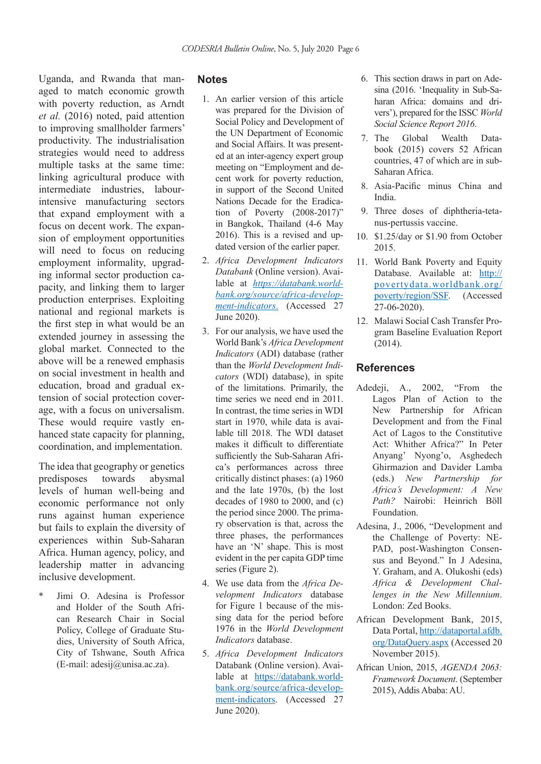Uganda, and Rwanda that managed to match economic growth with poverty reduction, as Arndt *et al.* (2016) noted, paid attention to improving smallholder farmers' productivity. The industrialisation strategies would need to address multiple tasks at the same time: linking agricultural produce with intermediate industries, labour-intensive manufacturing sectors that expand employment with a focus on decent work. The expansion of employment opportunities will need to focus on reducing employment informality, upgrading informal sector production capacity, and linking them to larger production enterprises. Exploiting national and regional markets is the first step in what would be an extended journey in assessing the global market. Connected to the above will be a renewed emphasis on social investment in health and education, broad and gradual extension of social protection coverage, with a focus on universalism. These would require vastly enhanced state capacity for planning, coordination, and implementation.

The idea that geography or genetics predisposes towards abysmal levels of human well-being and economic performance not only runs against human experience but fails to explain the diversity of experiences within Sub-Saharan Africa. Human agency, policy, and leadership matter in advancing inclusive development.

\* Jimi O. Adesina is Professor and Holder of the South African Research Chair in Social Policy, College of Graduate Studies, University of South Africa, City of Tshwane, South Africa (E-mail: adesij@unisa.ac.za).

## Notes

1. An earlier version of this article was prepared for the Division of Social Policy and Development of the UN Department of Economic and Social Affairs. It was presented at an inter-agency expert group meeting on "Employment and decent work for poverty reduction, in support of the Second United Nations Decade for the Eradication of Poverty (2008-2017)" in Bangkok, Thailand (4-6 May 2016). This is a revised and updated version of the earlier paper.
2. *Africa Development Indicators Databank* (Online version). Available at *https://databank.worldbank.org/source/africa-development-indicators.* (Accessed 27 June 2020).
3. For our analysis, we have used the World Bank's *Africa Development Indicators* (ADI) database (rather than the *World Development Indicators* (WDI) database), in spite of the limitations. Primarily, the time series we need end in 2011. In contrast, the time series in WDI start in 1970, while data is available till 2018. The WDI dataset makes it difficult to differentiate sufficiently the Sub-Saharan Africa's performances across three critically distinct phases: (a) 1960 and the late 1970s, (b) the lost decades of 1980 to 2000, and (c) the period since 2000. The primary observation is that, across the three phases, the performances have an 'N' shape. This is most evident in the per capita GDP time series (Figure 2).
4. We use data from the *Africa Development Indicators* database for Figure 1 because of the missing data for the period before 1976 in the *World Development Indicators* database.
5. *Africa Development Indicators* Databank (Online version). Available at https://databank.worldbank.org/source/africa-development-indicators. (Accessed 27 June 2020).
6. This section draws in part on Adesina (2016. 'Inequality in Sub-Saharan Africa: domains and drivers'), prepared for the ISSC *World Social Science Report 2016*.
7. The Global Wealth Databook (2015) covers 52 African countries, 47 of which are in sub-Saharan Africa.
8. Asia-Pacific minus China and India.
9. Three doses of diphtheria-tetanus-pertussis vaccine.
10. $1.25/day or $1.90 from October 2015.
11. World Bank Poverty and Equity Database. Available at: http://povertydata.worldbank.org/poverty/region/SSF. (Accessed 27-06-2020).
12. Malawi Social Cash Transfer Program Baseline Evaluation Report (2014).

## References

Adedeji, A., 2002, "From the Lagos Plan of Action to the New Partnership for African Development and from the Final Act of Lagos to the Constitutive Act: Whither Africa?" In Peter Anyang' Nyong'o, Asghedech Ghirmazion and Davider Lamba (eds.) *New Partnership for Africa's Development: A New Path?* Nairobi: Heinrich Böll Foundation.

Adesina, J., 2006, "Development and the Challenge of Poverty: NEPAD, post-Washington Consensus and Beyond." In J Adesina, Y. Graham, and A. Olukoshi (eds) *Africa & Development Challenges in the New Millennium*. London: Zed Books.

African Development Bank, 2015, Data Portal, http://dataportal.afdb.org/DataQuery.aspx (Accessed 20 November 2015).

African Union, 2015, *AGENDA 2063: Framework Document*. (September 2015), Addis Ababa: AU.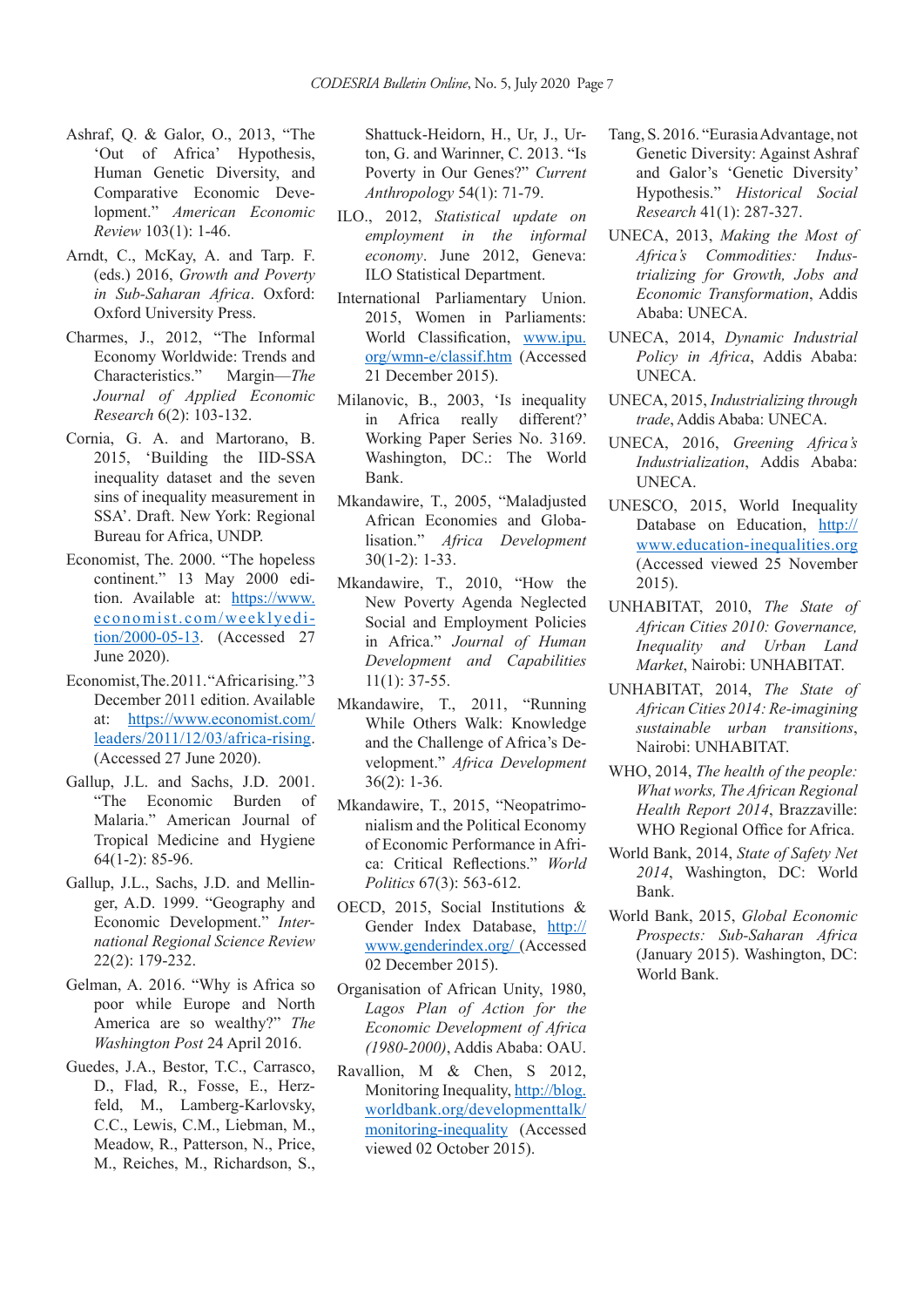Ashraf, Q. & Galor, O., 2013, "The 'Out of Africa' Hypothesis, Human Genetic Diversity, and Comparative Economic Development." *American Economic Review* 103(1): 1-46.

Arndt, C., McKay, A. and Tarp. F. (eds.) 2016, *Growth and Poverty in Sub-Saharan Africa*. Oxford: Oxford University Press.

Charmes, J., 2012, "The Informal Economy Worldwide: Trends and Characteristics." Margin—*The Journal of Applied Economic Research* 6(2): 103-132.

Cornia, G. A. and Martorano, B. 2015, 'Building the IID-SSA inequality dataset and the seven sins of inequality measurement in SSA'. Draft. New York: Regional Bureau for Africa, UNDP.

Economist, The. 2000. "The hopeless continent." 13 May 2000 edition. Available at: https://www.economist.com/weeklyedition/2000-05-13. (Accessed 27 June 2020).

Economist, The. 2011. "Africa rising." 3 December 2011 edition. Available at: https://www.economist.com/leaders/2011/12/03/africa-rising. (Accessed 27 June 2020).

Gallup, J.L. and Sachs, J.D. 2001. "The Economic Burden of Malaria." American Journal of Tropical Medicine and Hygiene 64(1-2): 85-96.

Gallup, J.L., Sachs, J.D. and Mellinger, A.D. 1999. "Geography and Economic Development." *International Regional Science Review* 22(2): 179-232.

Gelman, A. 2016. "Why is Africa so poor while Europe and North America are so wealthy?" *The Washington Post* 24 April 2016.

Guedes, J.A., Bestor, T.C., Carrasco, D., Flad, R., Fosse, E., Herzfeld, M., Lamberg-Karlovsky, C.C., Lewis, C.M., Liebman, M., Meadow, R., Patterson, N., Price, M., Reiches, M., Richardson, S., Shattuck-Heidorn, H., Ur, J., Urton, G. and Warinner, C. 2013. "Is Poverty in Our Genes?" *Current Anthropology* 54(1): 71-79.

ILO., 2012, *Statistical update on employment in the informal economy*. June 2012, Geneva: ILO Statistical Department.

International Parliamentary Union. 2015, Women in Parliaments: World Classification, www.ipu.org/wmn-e/classif.htm (Accessed 21 December 2015).

Milanovic, B., 2003, 'Is inequality in Africa really different?' Working Paper Series No. 3169. Washington, DC.: The World Bank.

Mkandawire, T., 2005, "Maladjusted African Economies and Globalisation." *Africa Development* 30(1-2): 1-33.

Mkandawire, T., 2010, "How the New Poverty Agenda Neglected Social and Employment Policies in Africa." *Journal of Human Development and Capabilities* 11(1): 37-55.

Mkandawire, T., 2011, "Running While Others Walk: Knowledge and the Challenge of Africa's Development." *Africa Development* 36(2): 1-36.

Mkandawire, T., 2015, "Neopatrimonialism and the Political Economy of Economic Performance in Africa: Critical Reflections." *World Politics* 67(3): 563-612.

OECD, 2015, Social Institutions & Gender Index Database, http://www.genderindex.org/ (Accessed 02 December 2015).

Organisation of African Unity, 1980, *Lagos Plan of Action for the Economic Development of Africa (1980-2000)*, Addis Ababa: OAU.

Ravallion, M & Chen, S 2012, Monitoring Inequality, http://blog.worldbank.org/developmenttalk/monitoring-inequality (Accessed viewed 02 October 2015).

Tang, S. 2016. "Eurasia Advantage, not Genetic Diversity: Against Ashraf and Galor's 'Genetic Diversity' Hypothesis." *Historical Social Research* 41(1): 287-327.

UNECA, 2013, *Making the Most of Africa's Commodities: Industrializing for Growth, Jobs and Economic Transformation*, Addis Ababa: UNECA.

UNECA, 2014, *Dynamic Industrial Policy in Africa*, Addis Ababa: UNECA.

UNECA, 2015, *Industrializing through trade*, Addis Ababa: UNECA.

UNECA, 2016, *Greening Africa's Industrialization*, Addis Ababa: UNECA.

UNESCO, 2015, World Inequality Database on Education, http://www.education-inequalities.org (Accessed viewed 25 November 2015).

UNHABITAT, 2010, *The State of African Cities 2010: Governance, Inequality and Urban Land Market*, Nairobi: UNHABITAT.

UNHABITAT, 2014, *The State of African Cities 2014: Re-imagining sustainable urban transitions*, Nairobi: UNHABITAT.

WHO, 2014, *The health of the people: What works, The African Regional Health Report 2014*, Brazzaville: WHO Regional Office for Africa.

World Bank, 2014, *State of Safety Net 2014*, Washington, DC: World Bank.

World Bank, 2015, *Global Economic Prospects: Sub-Saharan Africa* (January 2015). Washington, DC: World Bank.